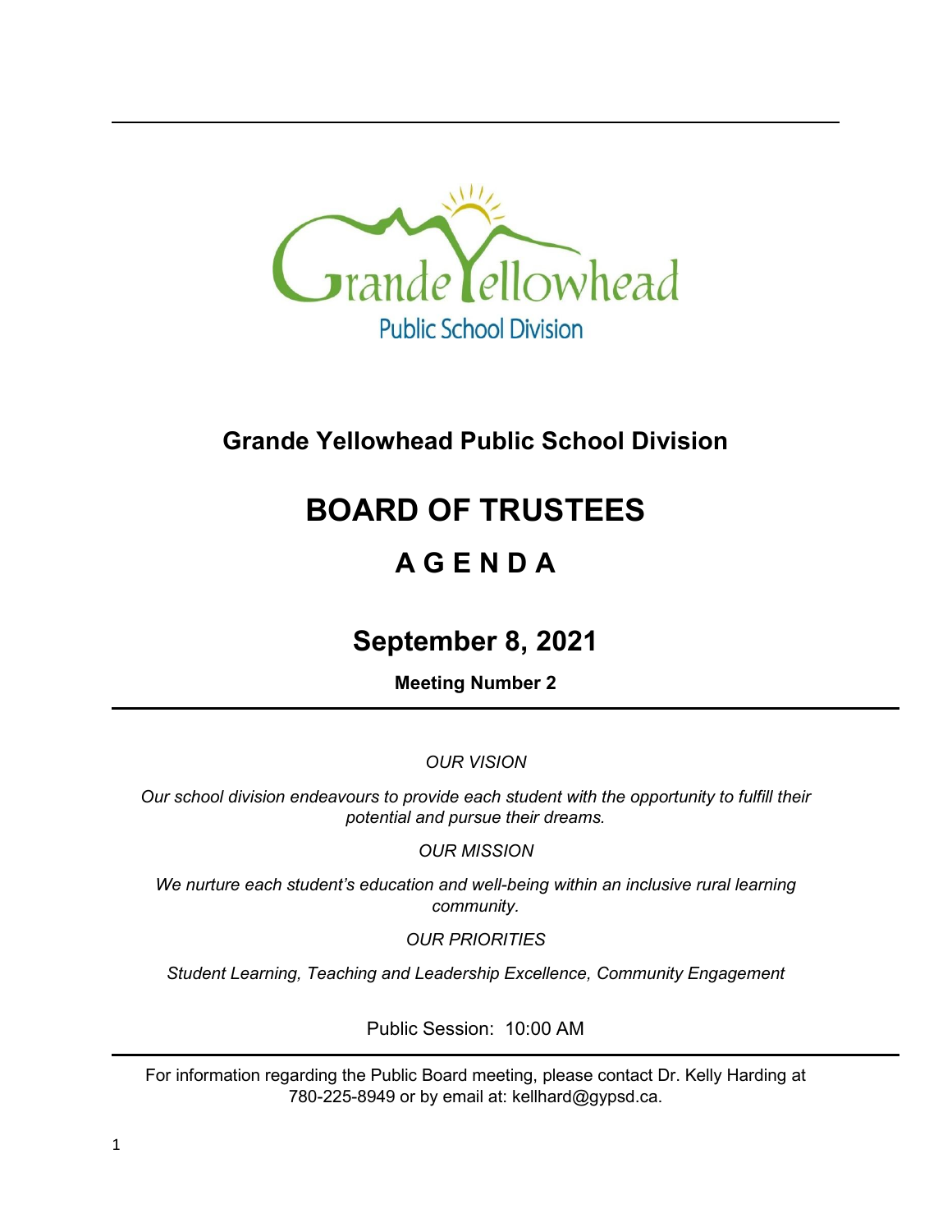# Grande Yellowhead Public School Division

# BOARD OF TRUSTEES

## A G E N D A

## September 8, 2021

**Meeting Number 2**

---

*OUR VISION*

*Our school division endeavours to provide each student with the opportunity to fulfill their potential and pursue their dreams.*

*OUR MISSION*

*We nurture each student's education and well-being within an inclusive rural learning community.*

*OUR PRIORITIES*

*Student Learning, Teaching and Leadership Excellence, Community Engagement*

Public Session: 10:00 AM

---

For information regarding the Public Board meeting, please contact Dr. Kelly Harding at 780-225-8949 or by email at: kellhard@gypsd.ca.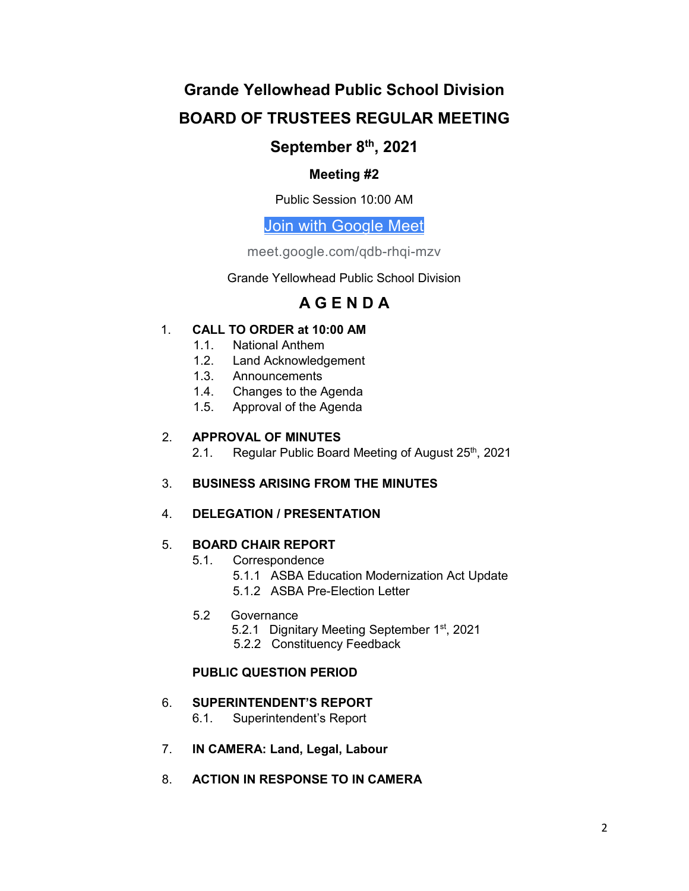# Grande Yellowhead Public School Division

# BOARD OF TRUSTEES REGULAR MEETING

## September 8th, 2021

### Meeting #2

Public Session 10:00 AM

[Join with Google Meet](https://meet.google.com/qdb-rhqi-mzv)

meet.google.com/qdb-rhqi-mzv

Grande Yellowhead Public School Division

## A G E N D A

1. **CALL TO ORDER at 10:00 AM**
   - 1.1. National Anthem
   - 1.2. Land Acknowledgement
   - 1.3. Announcements
   - 1.4. Changes to the Agenda
   - 1.5. Approval of the Agenda

2. **APPROVAL OF MINUTES**
   - 2.1. Regular Public Board Meeting of August 25th, 2021

3. **BUSINESS ARISING FROM THE MINUTES**

4. **DELEGATION / PRESENTATION**

5. **BOARD CHAIR REPORT**
   - 5.1. Correspondence
     - 5.1.1 ASBA Education Modernization Act Update
     - 5.1.2 ASBA Pre-Election Letter
   - 5.2 Governance
     - 5.2.1 Dignitary Meeting September 1st, 2021
     - 5.2.2 Constituency Feedback

   **PUBLIC QUESTION PERIOD**

6. **SUPERINTENDENT'S REPORT**
   - 6.1. Superintendent's Report

7. **IN CAMERA: Land, Legal, Labour**

8. **ACTION IN RESPONSE TO IN CAMERA**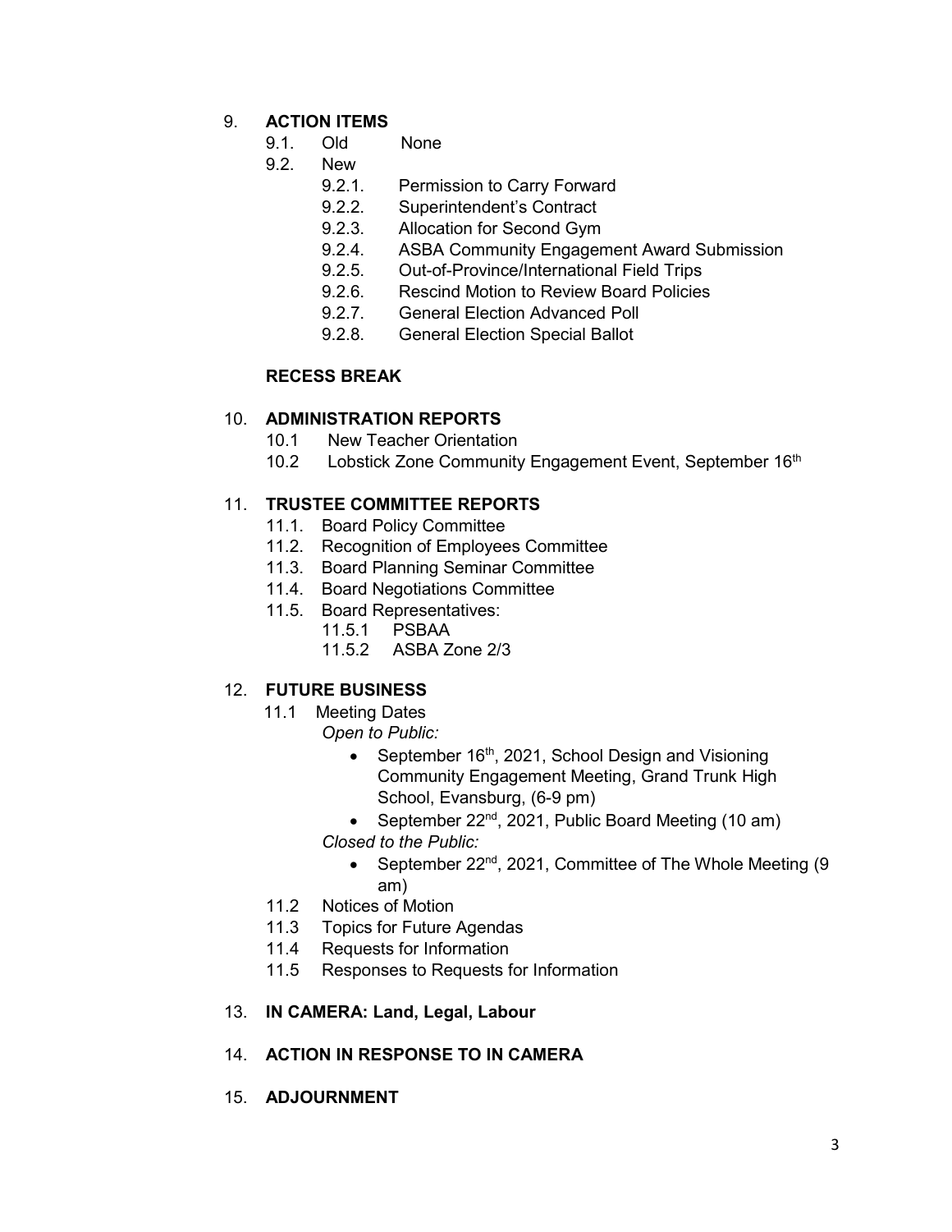9. **ACTION ITEMS**
    - 9.1. Old None
    - 9.2. New
        - 9.2.1. Permission to Carry Forward
        - 9.2.2. Superintendent's Contract
        - 9.2.3. Allocation for Second Gym
        - 9.2.4. ASBA Community Engagement Award Submission
        - 9.2.5. Out-of-Province/International Field Trips
        - 9.2.6. Rescind Motion to Review Board Policies
        - 9.2.7. General Election Advanced Poll
        - 9.2.8. General Election Special Ballot

**RECESS BREAK**

10. **ADMINISTRATION REPORTS**
    - 10.1 New Teacher Orientation
    - 10.2 Lobstick Zone Community Engagement Event, September 16th

11. **TRUSTEE COMMITTEE REPORTS**
    - 11.1. Board Policy Committee
    - 11.2. Recognition of Employees Committee
    - 11.3. Board Planning Seminar Committee
    - 11.4. Board Negotiations Committee
    - 11.5. Board Representatives:
        - 11.5.1 PSBAA
        - 11.5.2 ASBA Zone 2/3

12. **FUTURE BUSINESS**
    - 11.1 Meeting Dates

      *Open to Public:*
        - September 16th, 2021, School Design and Visioning Community Engagement Meeting, Grand Trunk High School, Evansburg, (6-9 pm)
        - September 22nd, 2021, Public Board Meeting (10 am)

      *Closed to the Public:*
        - September 22nd, 2021, Committee of The Whole Meeting (9 am)
    - 11.2 Notices of Motion
    - 11.3 Topics for Future Agendas
    - 11.4 Requests for Information
    - 11.5 Responses to Requests for Information

13. **IN CAMERA: Land, Legal, Labour**

14. **ACTION IN RESPONSE TO IN CAMERA**

15. **ADJOURNMENT**